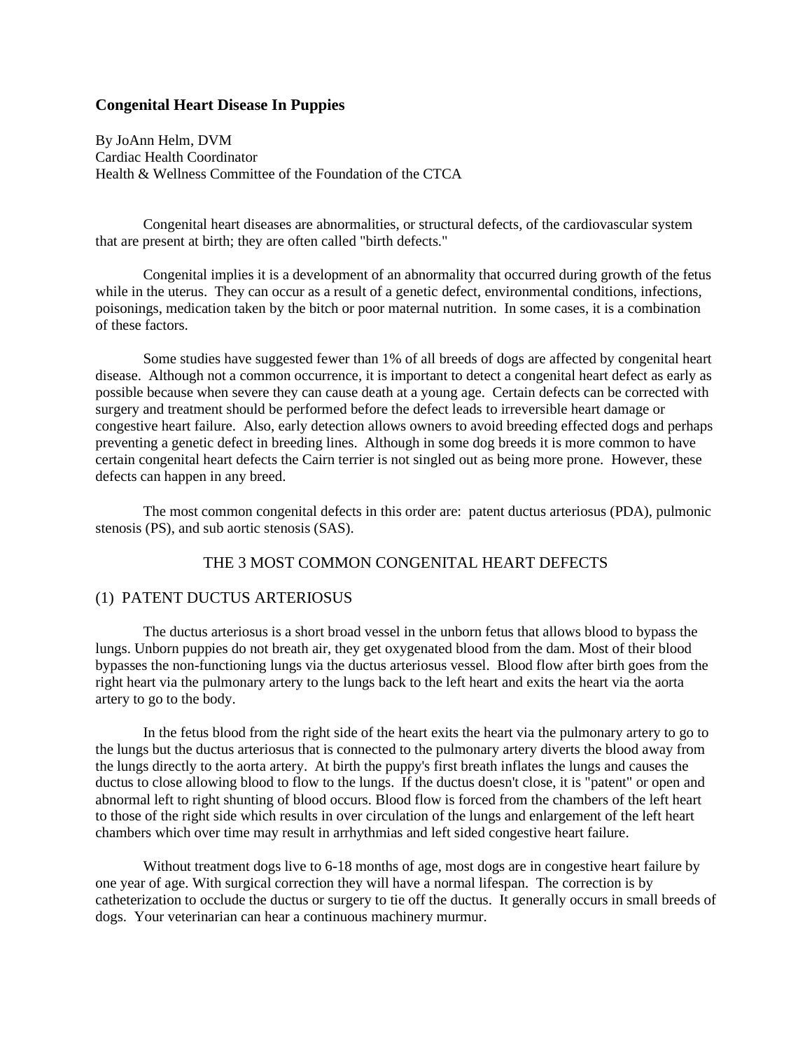# Congenital Heart Disease In Puppies

By JoAnn Helm, DVM
Cardiac Health Coordinator
Health & Wellness Committee of the Foundation of the CTCA

Congenital heart diseases are abnormalities, or structural defects, of the cardiovascular system that are present at birth; they are often called "birth defects."

Congenital implies it is a development of an abnormality that occurred during growth of the fetus while in the uterus. They can occur as a result of a genetic defect, environmental conditions, infections, poisonings, medication taken by the bitch or poor maternal nutrition. In some cases, it is a combination of these factors.

Some studies have suggested fewer than 1% of all breeds of dogs are affected by congenital heart disease. Although not a common occurrence, it is important to detect a congenital heart defect as early as possible because when severe they can cause death at a young age. Certain defects can be corrected with surgery and treatment should be performed before the defect leads to irreversible heart damage or congestive heart failure. Also, early detection allows owners to avoid breeding effected dogs and perhaps preventing a genetic defect in breeding lines. Although in some dog breeds it is more common to have certain congenital heart defects the Cairn terrier is not singled out as being more prone. However, these defects can happen in any breed.

The most common congenital defects in this order are: patent ductus arteriosus (PDA), pulmonic stenosis (PS), and sub aortic stenosis (SAS).

## THE 3 MOST COMMON CONGENITAL HEART DEFECTS

### (1) PATENT DUCTUS ARTERIOSUS

The ductus arteriosus is a short broad vessel in the unborn fetus that allows blood to bypass the lungs. Unborn puppies do not breath air, they get oxygenated blood from the dam. Most of their blood bypasses the non-functioning lungs via the ductus arteriosus vessel. Blood flow after birth goes from the right heart via the pulmonary artery to the lungs back to the left heart and exits the heart via the aorta artery to go to the body.

In the fetus blood from the right side of the heart exits the heart via the pulmonary artery to go to the lungs but the ductus arteriosus that is connected to the pulmonary artery diverts the blood away from the lungs directly to the aorta artery. At birth the puppy's first breath inflates the lungs and causes the ductus to close allowing blood to flow to the lungs. If the ductus doesn't close, it is "patent" or open and abnormal left to right shunting of blood occurs. Blood flow is forced from the chambers of the left heart to those of the right side which results in over circulation of the lungs and enlargement of the left heart chambers which over time may result in arrhythmias and left sided congestive heart failure.

Without treatment dogs live to 6-18 months of age, most dogs are in congestive heart failure by one year of age. With surgical correction they will have a normal lifespan. The correction is by catheterization to occlude the ductus or surgery to tie off the ductus. It generally occurs in small breeds of dogs. Your veterinarian can hear a continuous machinery murmur.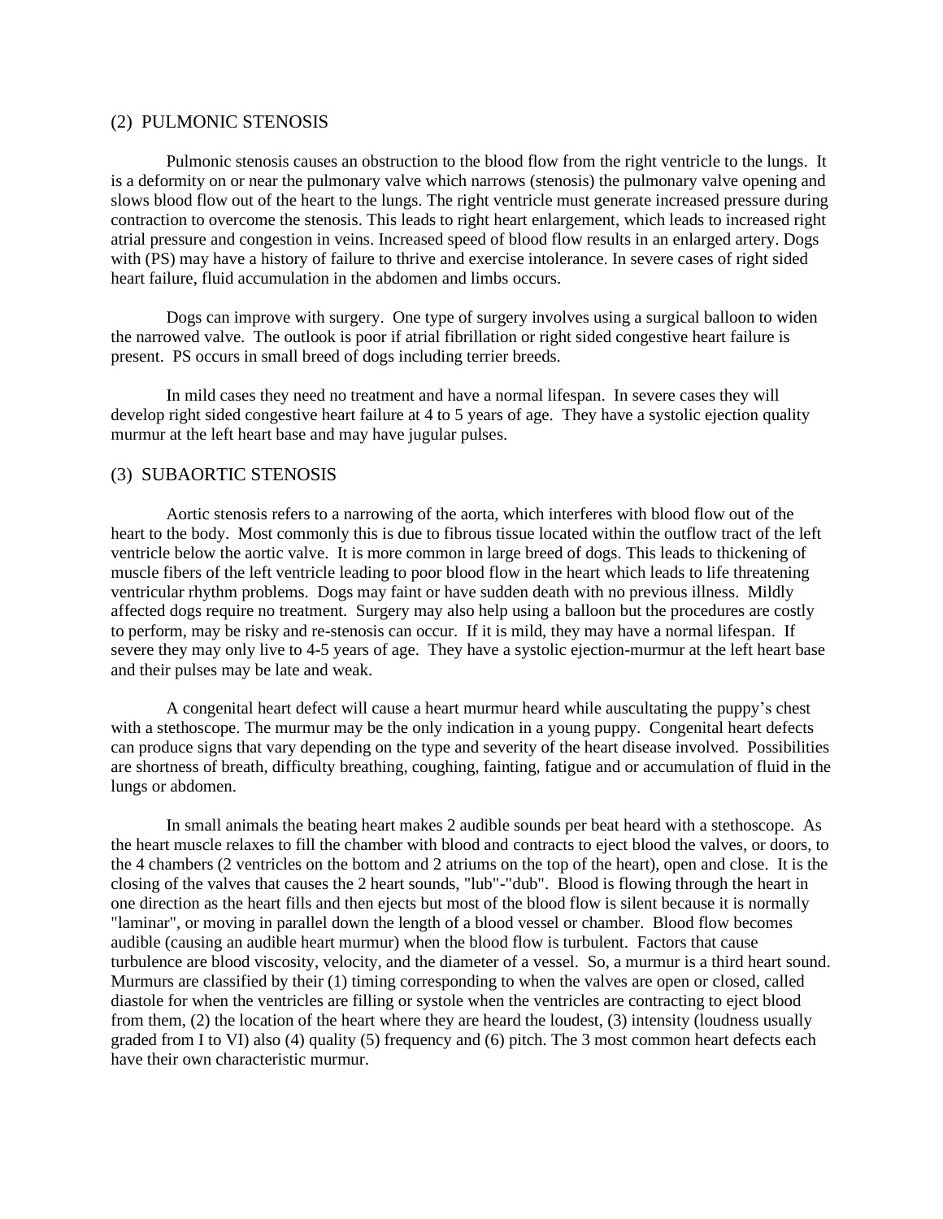## (2) PULMONIC STENOSIS

Pulmonic stenosis causes an obstruction to the blood flow from the right ventricle to the lungs. It is a deformity on or near the pulmonary valve which narrows (stenosis) the pulmonary valve opening and slows blood flow out of the heart to the lungs. The right ventricle must generate increased pressure during contraction to overcome the stenosis. This leads to right heart enlargement, which leads to increased right atrial pressure and congestion in veins. Increased speed of blood flow results in an enlarged artery. Dogs with (PS) may have a history of failure to thrive and exercise intolerance. In severe cases of right sided heart failure, fluid accumulation in the abdomen and limbs occurs.

Dogs can improve with surgery. One type of surgery involves using a surgical balloon to widen the narrowed valve. The outlook is poor if atrial fibrillation or right sided congestive heart failure is present. PS occurs in small breed of dogs including terrier breeds.

In mild cases they need no treatment and have a normal lifespan. In severe cases they will develop right sided congestive heart failure at 4 to 5 years of age. They have a systolic ejection quality murmur at the left heart base and may have jugular pulses.

## (3) SUBAORTIC STENOSIS

Aortic stenosis refers to a narrowing of the aorta, which interferes with blood flow out of the heart to the body. Most commonly this is due to fibrous tissue located within the outflow tract of the left ventricle below the aortic valve. It is more common in large breed of dogs. This leads to thickening of muscle fibers of the left ventricle leading to poor blood flow in the heart which leads to life threatening ventricular rhythm problems. Dogs may faint or have sudden death with no previous illness. Mildly affected dogs require no treatment. Surgery may also help using a balloon but the procedures are costly to perform, may be risky and re-stenosis can occur. If it is mild, they may have a normal lifespan. If severe they may only live to 4-5 years of age. They have a systolic ejection-murmur at the left heart base and their pulses may be late and weak.

A congenital heart defect will cause a heart murmur heard while auscultating the puppy's chest with a stethoscope. The murmur may be the only indication in a young puppy. Congenital heart defects can produce signs that vary depending on the type and severity of the heart disease involved. Possibilities are shortness of breath, difficulty breathing, coughing, fainting, fatigue and or accumulation of fluid in the lungs or abdomen.

In small animals the beating heart makes 2 audible sounds per beat heard with a stethoscope. As the heart muscle relaxes to fill the chamber with blood and contracts to eject blood the valves, or doors, to the 4 chambers (2 ventricles on the bottom and 2 atriums on the top of the heart), open and close. It is the closing of the valves that causes the 2 heart sounds, "lub"-"dub". Blood is flowing through the heart in one direction as the heart fills and then ejects but most of the blood flow is silent because it is normally "laminar", or moving in parallel down the length of a blood vessel or chamber. Blood flow becomes audible (causing an audible heart murmur) when the blood flow is turbulent. Factors that cause turbulence are blood viscosity, velocity, and the diameter of a vessel. So, a murmur is a third heart sound. Murmurs are classified by their (1) timing corresponding to when the valves are open or closed, called diastole for when the ventricles are filling or systole when the ventricles are contracting to eject blood from them, (2) the location of the heart where they are heard the loudest, (3) intensity (loudness usually graded from I to VI) also (4) quality (5) frequency and (6) pitch. The 3 most common heart defects each have their own characteristic murmur.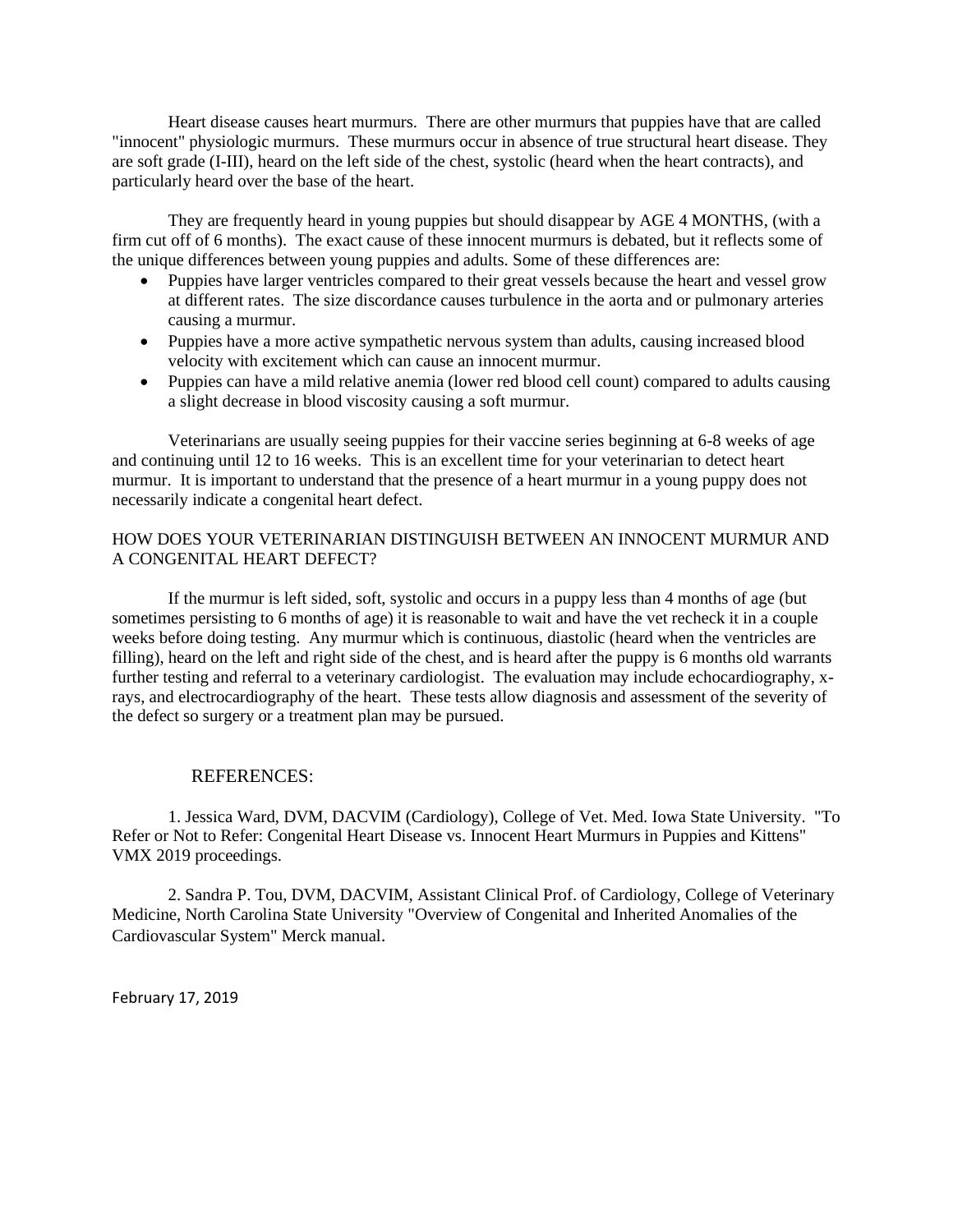Heart disease causes heart murmurs. There are other murmurs that puppies have that are called "innocent" physiologic murmurs. These murmurs occur in absence of true structural heart disease. They are soft grade (I-III), heard on the left side of the chest, systolic (heard when the heart contracts), and particularly heard over the base of the heart.

They are frequently heard in young puppies but should disappear by AGE 4 MONTHS, (with a firm cut off of 6 months). The exact cause of these innocent murmurs is debated, but it reflects some of the unique differences between young puppies and adults. Some of these differences are:

- Puppies have larger ventricles compared to their great vessels because the heart and vessel grow at different rates. The size discordance causes turbulence in the aorta and or pulmonary arteries causing a murmur.
- Puppies have a more active sympathetic nervous system than adults, causing increased blood velocity with excitement which can cause an innocent murmur.
- Puppies can have a mild relative anemia (lower red blood cell count) compared to adults causing a slight decrease in blood viscosity causing a soft murmur.

Veterinarians are usually seeing puppies for their vaccine series beginning at 6-8 weeks of age and continuing until 12 to 16 weeks. This is an excellent time for your veterinarian to detect heart murmur. It is important to understand that the presence of a heart murmur in a young puppy does not necessarily indicate a congenital heart defect.

## HOW DOES YOUR VETERINARIAN DISTINGUISH BETWEEN AN INNOCENT MURMUR AND A CONGENITAL HEART DEFECT?

If the murmur is left sided, soft, systolic and occurs in a puppy less than 4 months of age (but sometimes persisting to 6 months of age) it is reasonable to wait and have the vet recheck it in a couple weeks before doing testing. Any murmur which is continuous, diastolic (heard when the ventricles are filling), heard on the left and right side of the chest, and is heard after the puppy is 6 months old warrants further testing and referral to a veterinary cardiologist. The evaluation may include echocardiography, x-rays, and electrocardiography of the heart. These tests allow diagnosis and assessment of the severity of the defect so surgery or a treatment plan may be pursued.

## REFERENCES:

1. Jessica Ward, DVM, DACVIM (Cardiology), College of Vet. Med. Iowa State University. "To Refer or Not to Refer: Congenital Heart Disease vs. Innocent Heart Murmurs in Puppies and Kittens" VMX 2019 proceedings.

2. Sandra P. Tou, DVM, DACVIM, Assistant Clinical Prof. of Cardiology, College of Veterinary Medicine, North Carolina State University "Overview of Congenital and Inherited Anomalies of the Cardiovascular System" Merck manual.

February 17, 2019